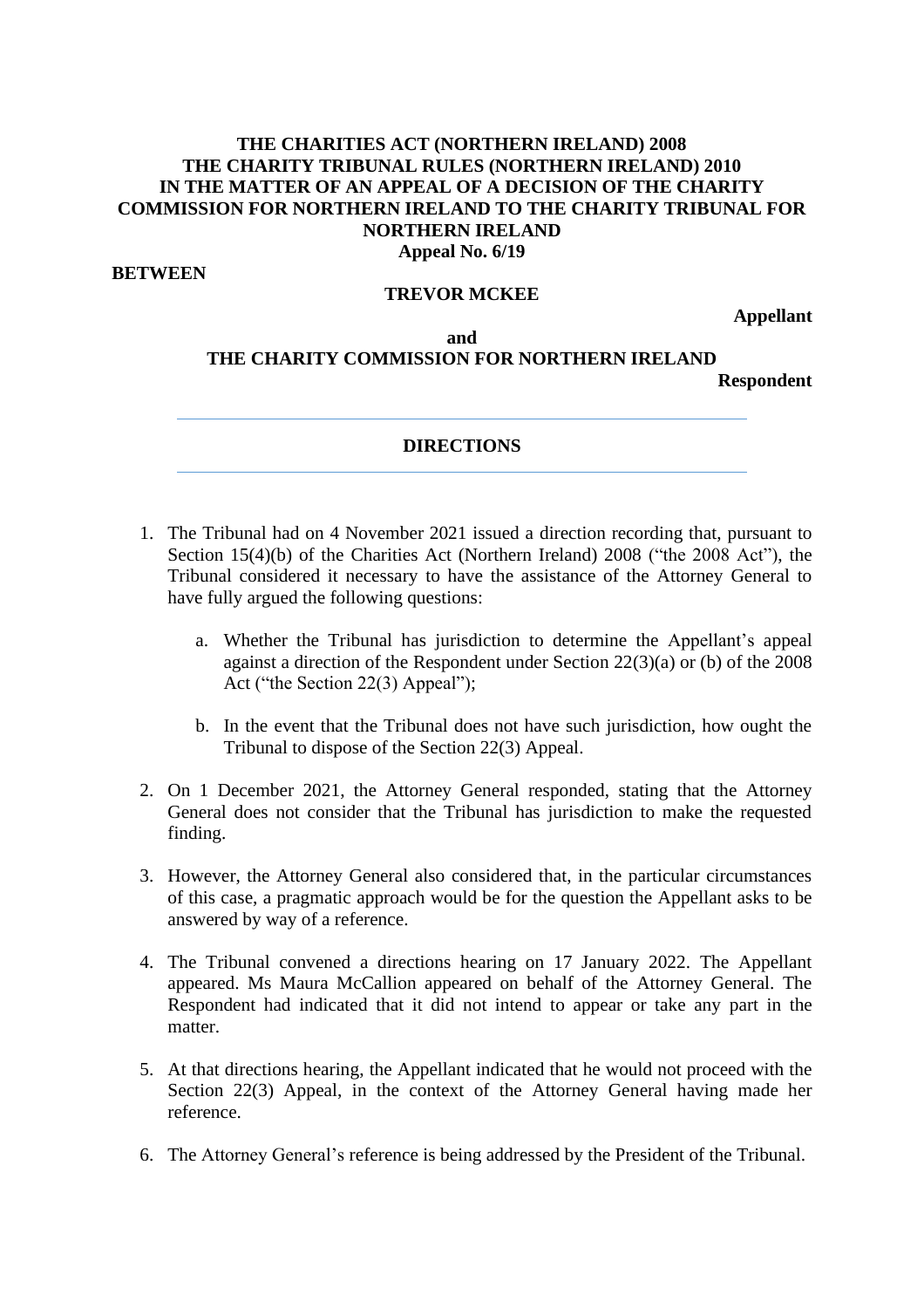**THE CHARITIES ACT (NORTHERN IRELAND) 2008**
**THE CHARITY TRIBUNAL RULES (NORTHERN IRELAND) 2010**
**IN THE MATTER OF AN APPEAL OF A DECISION OF THE CHARITY COMMISSION FOR NORTHERN IRELAND TO THE CHARITY TRIBUNAL FOR NORTHERN IRELAND**
**Appeal No. 6/19**

**BETWEEN**

**TREVOR MCKEE**

**Appellant**

**and**

**THE CHARITY COMMISSION FOR NORTHERN IRELAND**

**Respondent**

---

## DIRECTIONS

---

1. The Tribunal had on 4 November 2021 issued a direction recording that, pursuant to Section 15(4)(b) of the Charities Act (Northern Ireland) 2008 ("the 2008 Act"), the Tribunal considered it necessary to have the assistance of the Attorney General to have fully argued the following questions:

    a. Whether the Tribunal has jurisdiction to determine the Appellant's appeal against a direction of the Respondent under Section 22(3)(a) or (b) of the 2008 Act ("the Section 22(3) Appeal");

    b. In the event that the Tribunal does not have such jurisdiction, how ought the Tribunal to dispose of the Section 22(3) Appeal.

2. On 1 December 2021, the Attorney General responded, stating that the Attorney General does not consider that the Tribunal has jurisdiction to make the requested finding.

3. However, the Attorney General also considered that, in the particular circumstances of this case, a pragmatic approach would be for the question the Appellant asks to be answered by way of a reference.

4. The Tribunal convened a directions hearing on 17 January 2022. The Appellant appeared. Ms Maura McCallion appeared on behalf of the Attorney General. The Respondent had indicated that it did not intend to appear or take any part in the matter.

5. At that directions hearing, the Appellant indicated that he would not proceed with the Section 22(3) Appeal, in the context of the Attorney General having made her reference.

6. The Attorney General's reference is being addressed by the President of the Tribunal.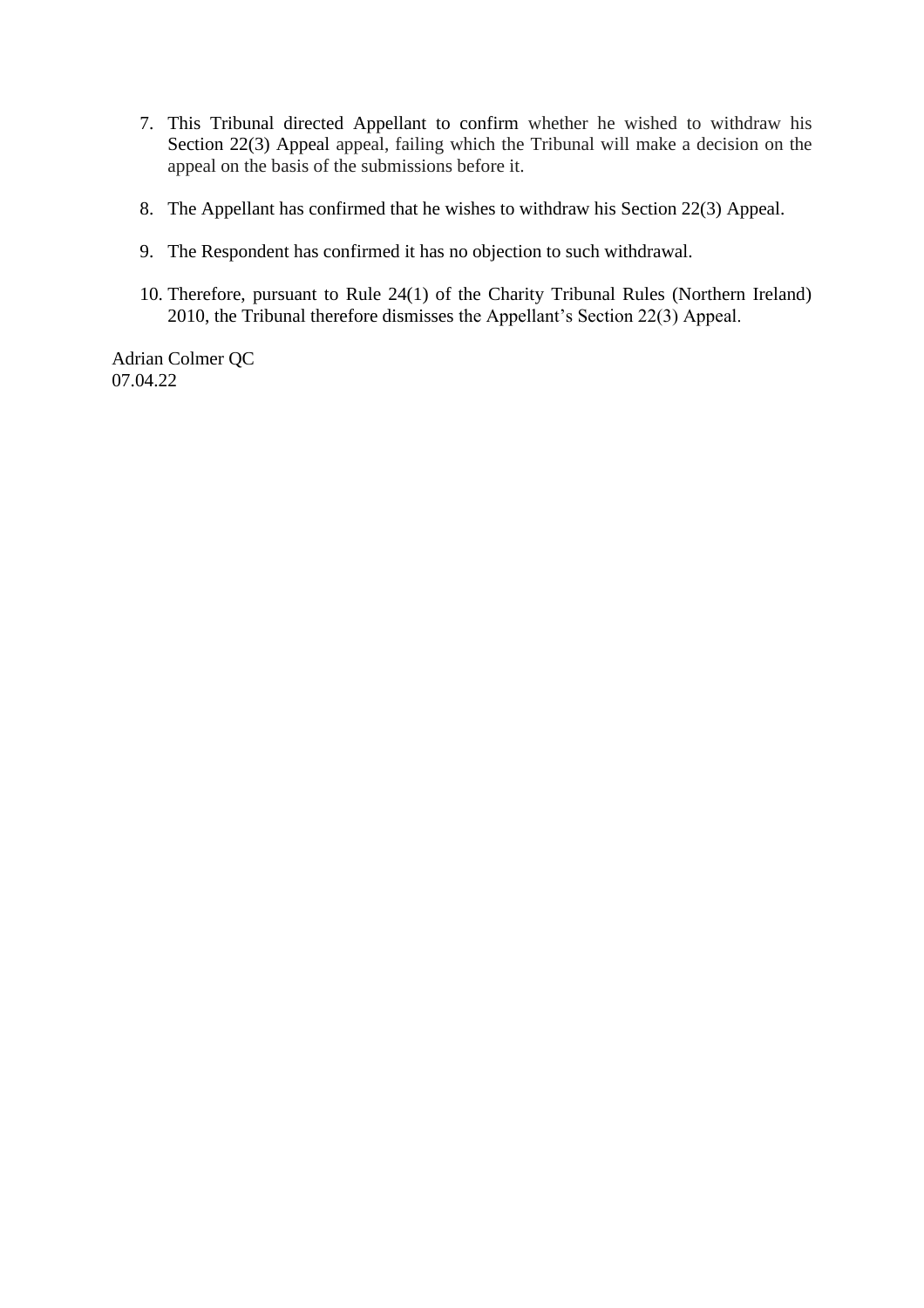7. This Tribunal directed Appellant to confirm whether he wished to withdraw his Section 22(3) Appeal appeal, failing which the Tribunal will make a decision on the appeal on the basis of the submissions before it.

8. The Appellant has confirmed that he wishes to withdraw his Section 22(3) Appeal.

9. The Respondent has confirmed it has no objection to such withdrawal.

10. Therefore, pursuant to Rule 24(1) of the Charity Tribunal Rules (Northern Ireland) 2010, the Tribunal therefore dismisses the Appellant's Section 22(3) Appeal.

Adrian Colmer QC
07.04.22